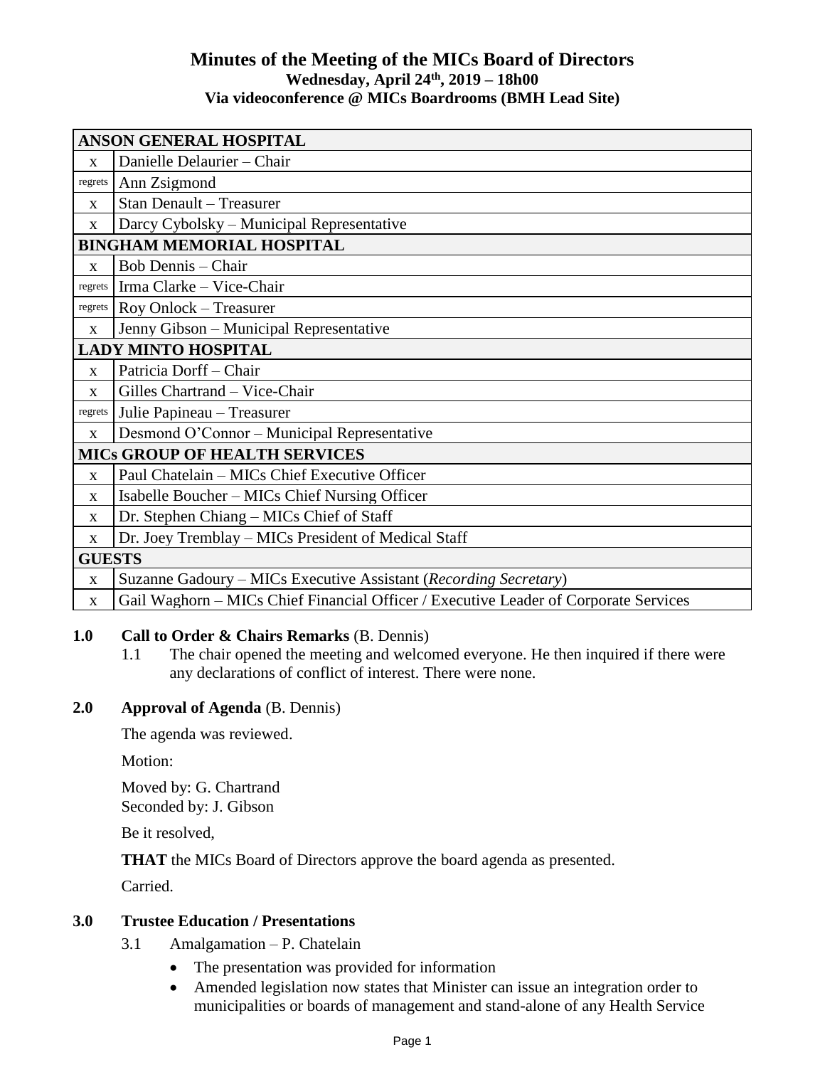# Minutes of the Meeting of the MICs Board of Directors

**Wednesday, April 24th, 2019 – 18h00**

**Via videoconference @ MICs Boardrooms (BMH Lead Site)**

| | |
|---|---|
| **ANSON GENERAL HOSPITAL** | |
| x | Danielle Delaurier – Chair |
| regrets | Ann Zsigmond |
| x | Stan Denault – Treasurer |
| x | Darcy Cybolsky – Municipal Representative |
| **BINGHAM MEMORIAL HOSPITAL** | |
| x | Bob Dennis – Chair |
| regrets | Irma Clarke – Vice-Chair |
| regrets | Roy Onlock – Treasurer |
| x | Jenny Gibson – Municipal Representative |
| **LADY MINTO HOSPITAL** | |
| x | Patricia Dorff – Chair |
| x | Gilles Chartrand – Vice-Chair |
| regrets | Julie Papineau – Treasurer |
| x | Desmond O'Connor – Municipal Representative |
| **MICs GROUP OF HEALTH SERVICES** | |
| x | Paul Chatelain – MICs Chief Executive Officer |
| x | Isabelle Boucher – MICs Chief Nursing Officer |
| x | Dr. Stephen Chiang – MICs Chief of Staff |
| x | Dr. Joey Tremblay – MICs President of Medical Staff |
| **GUESTS** | |
| x | Suzanne Gadoury – MICs Executive Assistant (*Recording Secretary*) |
| x | Gail Waghorn – MICs Chief Financial Officer / Executive Leader of Corporate Services |

**1.0 Call to Order & Chairs Remarks** (B. Dennis)

1.1 The chair opened the meeting and welcomed everyone. He then inquired if there were any declarations of conflict of interest. There were none.

**2.0 Approval of Agenda** (B. Dennis)

The agenda was reviewed.

Motion:

Moved by: G. Chartrand
Seconded by: J. Gibson

Be it resolved,

**THAT** the MICs Board of Directors approve the board agenda as presented.

Carried.

**3.0 Trustee Education / Presentations**

3.1 Amalgamation – P. Chatelain

- The presentation was provided for information
- Amended legislation now states that Minister can issue an integration order to municipalities or boards of management and stand-alone of any Health Service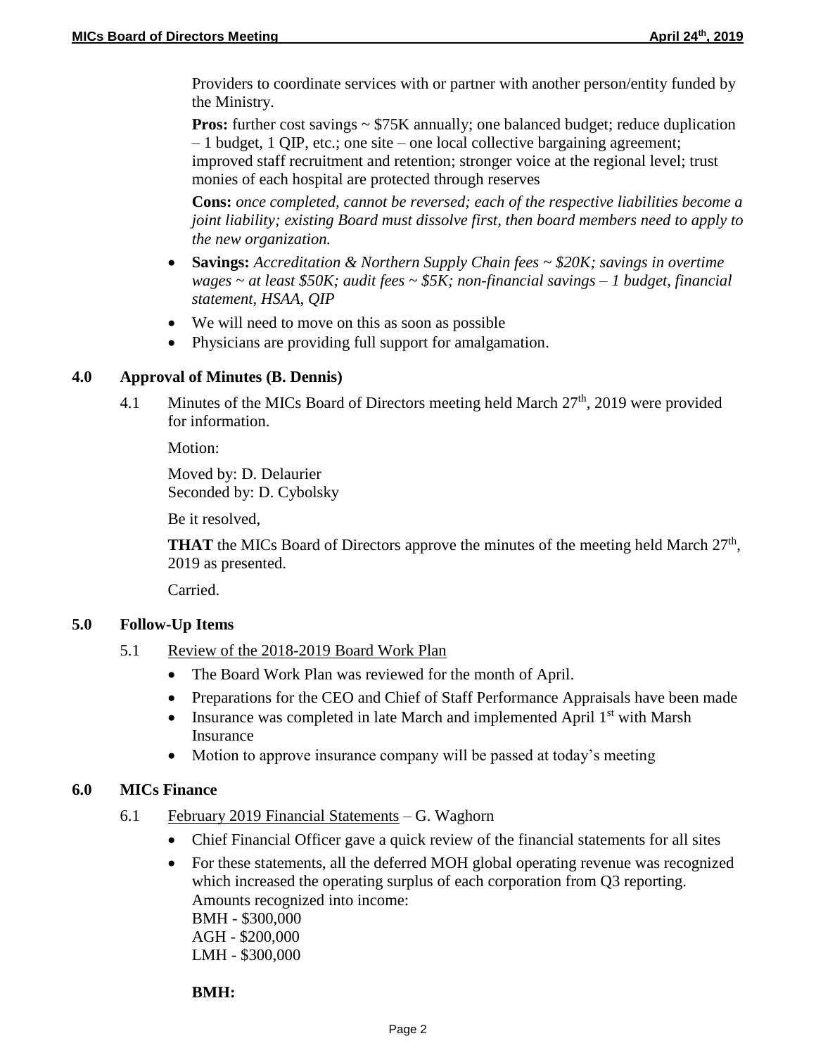Providers to coordinate services with or partner with another person/entity funded by the Ministry.

**Pros:** further cost savings ~ $75K annually; one balanced budget; reduce duplication – 1 budget, 1 QIP, etc.; one site – one local collective bargaining agreement; improved staff recruitment and retention; stronger voice at the regional level; trust monies of each hospital are protected through reserves

**Cons:** *once completed, cannot be reversed; each of the respective liabilities become a joint liability; existing Board must dissolve first, then board members need to apply to the new organization.*

- **Savings:** *Accreditation & Northern Supply Chain fees ~ $20K; savings in overtime wages ~ at least $50K; audit fees ~ $5K; non-financial savings – 1 budget, financial statement, HSAA, QIP*
- We will need to move on this as soon as possible
- Physicians are providing full support for amalgamation.

## 4.0 Approval of Minutes (B. Dennis)

4.1 Minutes of the MICs Board of Directors meeting held March 27th, 2019 were provided for information.

Motion:

Moved by: D. Delaurier
Seconded by: D. Cybolsky

Be it resolved,

**THAT** the MICs Board of Directors approve the minutes of the meeting held March 27th, 2019 as presented.

Carried.

## 5.0 Follow-Up Items

5.1 Review of the 2018-2019 Board Work Plan

- The Board Work Plan was reviewed for the month of April.
- Preparations for the CEO and Chief of Staff Performance Appraisals have been made
- Insurance was completed in late March and implemented April 1st with Marsh Insurance
- Motion to approve insurance company will be passed at today's meeting

## 6.0 MICs Finance

6.1 February 2019 Financial Statements – G. Waghorn

- Chief Financial Officer gave a quick review of the financial statements for all sites
- For these statements, all the deferred MOH global operating revenue was recognized which increased the operating surplus of each corporation from Q3 reporting. Amounts recognized into income:
  BMH - $300,000
  AGH - $200,000
  LMH - $300,000

**BMH:**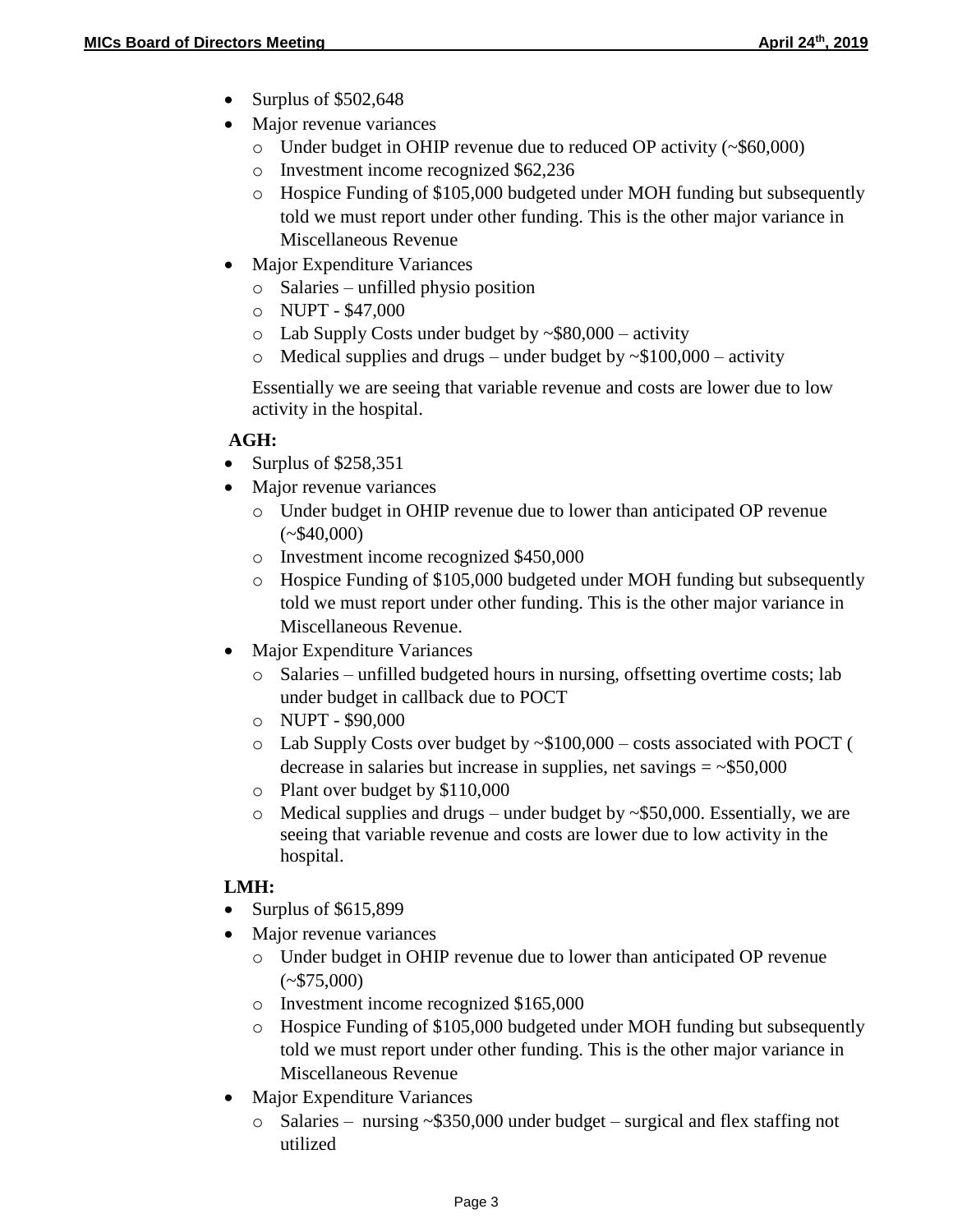- Surplus of $502,648
- Major revenue variances
  - Under budget in OHIP revenue due to reduced OP activity (~$60,000)
  - Investment income recognized $62,236
  - Hospice Funding of $105,000 budgeted under MOH funding but subsequently told we must report under other funding. This is the other major variance in Miscellaneous Revenue
- Major Expenditure Variances
  - Salaries – unfilled physio position
  - NUPT - $47,000
  - Lab Supply Costs under budget by ~$80,000 – activity
  - Medical supplies and drugs – under budget by ~$100,000 – activity

  Essentially we are seeing that variable revenue and costs are lower due to low activity in the hospital.

**AGH:**

- Surplus of $258,351
- Major revenue variances
  - Under budget in OHIP revenue due to lower than anticipated OP revenue (~$40,000)
  - Investment income recognized $450,000
  - Hospice Funding of $105,000 budgeted under MOH funding but subsequently told we must report under other funding. This is the other major variance in Miscellaneous Revenue.
- Major Expenditure Variances
  - Salaries – unfilled budgeted hours in nursing, offsetting overtime costs; lab under budget in callback due to POCT
  - NUPT - $90,000
  - Lab Supply Costs over budget by ~$100,000 – costs associated with POCT ( decrease in salaries but increase in supplies, net savings = ~$50,000
  - Plant over budget by $110,000
  - Medical supplies and drugs – under budget by ~$50,000. Essentially, we are seeing that variable revenue and costs are lower due to low activity in the hospital.

**LMH:**

- Surplus of $615,899
- Major revenue variances
  - Under budget in OHIP revenue due to lower than anticipated OP revenue (~$75,000)
  - Investment income recognized $165,000
  - Hospice Funding of $105,000 budgeted under MOH funding but subsequently told we must report under other funding. This is the other major variance in Miscellaneous Revenue
- Major Expenditure Variances
  - Salaries – nursing ~$350,000 under budget – surgical and flex staffing not utilized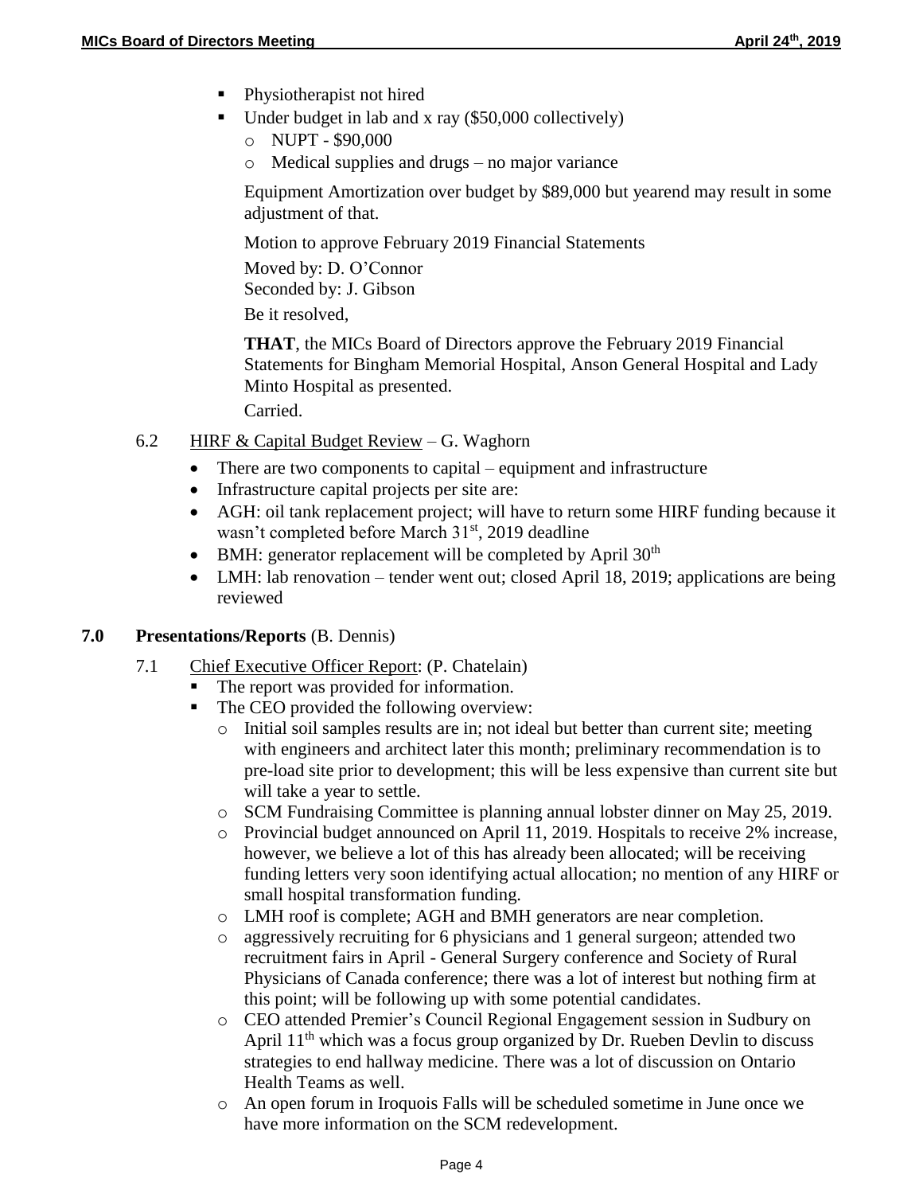- Physiotherapist not hired
- Under budget in lab and x ray ($50,000 collectively)
  - NUPT - $90,000
  - Medical supplies and drugs – no major variance

  Equipment Amortization over budget by $89,000 but yearend may result in some adjustment of that.

  Motion to approve February 2019 Financial Statements

  Moved by: D. O'Connor
  Seconded by: J. Gibson

  Be it resolved,

  **THAT**, the MICs Board of Directors approve the February 2019 Financial Statements for Bingham Memorial Hospital, Anson General Hospital and Lady Minto Hospital as presented.

  Carried.

6.2 HIRF & Capital Budget Review – G. Waghorn

- There are two components to capital – equipment and infrastructure
- Infrastructure capital projects per site are:
- AGH: oil tank replacement project; will have to return some HIRF funding because it wasn't completed before March 31st, 2019 deadline
- BMH: generator replacement will be completed by April 30th
- LMH: lab renovation – tender went out; closed April 18, 2019; applications are being reviewed

## 7.0 Presentations/Reports (B. Dennis)

7.1 Chief Executive Officer Report: (P. Chatelain)

- The report was provided for information.
- The CEO provided the following overview:
  - Initial soil samples results are in; not ideal but better than current site; meeting with engineers and architect later this month; preliminary recommendation is to pre-load site prior to development; this will be less expensive than current site but will take a year to settle.
  - SCM Fundraising Committee is planning annual lobster dinner on May 25, 2019.
  - Provincial budget announced on April 11, 2019. Hospitals to receive 2% increase, however, we believe a lot of this has already been allocated; will be receiving funding letters very soon identifying actual allocation; no mention of any HIRF or small hospital transformation funding.
  - LMH roof is complete; AGH and BMH generators are near completion.
  - aggressively recruiting for 6 physicians and 1 general surgeon; attended two recruitment fairs in April - General Surgery conference and Society of Rural Physicians of Canada conference; there was a lot of interest but nothing firm at this point; will be following up with some potential candidates.
  - CEO attended Premier's Council Regional Engagement session in Sudbury on April 11th which was a focus group organized by Dr. Rueben Devlin to discuss strategies to end hallway medicine. There was a lot of discussion on Ontario Health Teams as well.
  - An open forum in Iroquois Falls will be scheduled sometime in June once we have more information on the SCM redevelopment.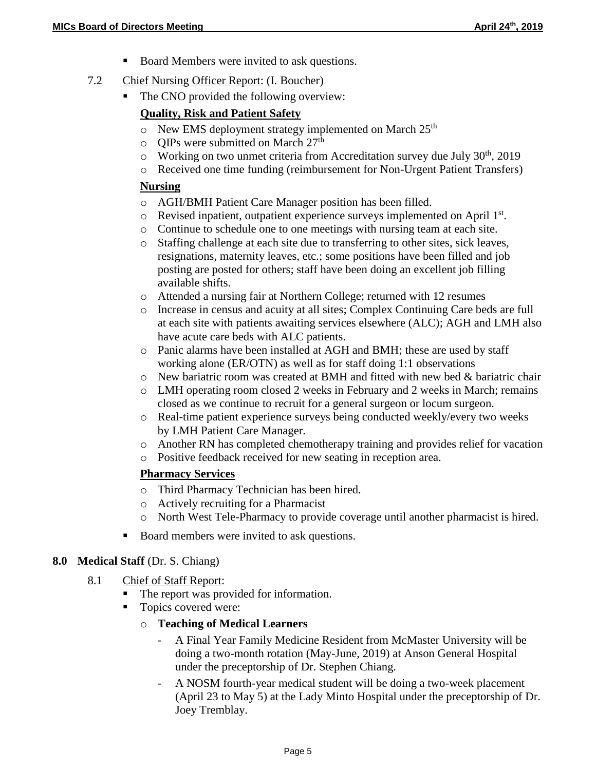- Board Members were invited to ask questions.

7.2 Chief Nursing Officer Report: (I. Boucher)

- The CNO provided the following overview:

  **Quality, Risk and Patient Safety**

  - New EMS deployment strategy implemented on March 25th
  - QIPs were submitted on March 27th
  - Working on two unmet criteria from Accreditation survey due July 30th, 2019
  - Received one time funding (reimbursement for Non-Urgent Patient Transfers)

  **Nursing**

  - AGH/BMH Patient Care Manager position has been filled.
  - Revised inpatient, outpatient experience surveys implemented on April 1st.
  - Continue to schedule one to one meetings with nursing team at each site.
  - Staffing challenge at each site due to transferring to other sites, sick leaves, resignations, maternity leaves, etc.; some positions have been filled and job posting are posted for others; staff have been doing an excellent job filling available shifts.
  - Attended a nursing fair at Northern College; returned with 12 resumes
  - Increase in census and acuity at all sites; Complex Continuing Care beds are full at each site with patients awaiting services elsewhere (ALC); AGH and LMH also have acute care beds with ALC patients.
  - Panic alarms have been installed at AGH and BMH; these are used by staff working alone (ER/OTN) as well as for staff doing 1:1 observations
  - New bariatric room was created at BMH and fitted with new bed & bariatric chair
  - LMH operating room closed 2 weeks in February and 2 weeks in March; remains closed as we continue to recruit for a general surgeon or locum surgeon.
  - Real-time patient experience surveys being conducted weekly/every two weeks by LMH Patient Care Manager.
  - Another RN has completed chemotherapy training and provides relief for vacation
  - Positive feedback received for new seating in reception area.

  **Pharmacy Services**

  - Third Pharmacy Technician has been hired.
  - Actively recruiting for a Pharmacist
  - North West Tele-Pharmacy to provide coverage until another pharmacist is hired.

- Board members were invited to ask questions.

**8.0 Medical Staff** (Dr. S. Chiang)

8.1 Chief of Staff Report:

- The report was provided for information.
- Topics covered were:
  - **Teaching of Medical Learners**
    - A Final Year Family Medicine Resident from McMaster University will be doing a two-month rotation (May-June, 2019) at Anson General Hospital under the preceptorship of Dr. Stephen Chiang.
    - A NOSM fourth-year medical student will be doing a two-week placement (April 23 to May 5) at the Lady Minto Hospital under the preceptorship of Dr. Joey Tremblay.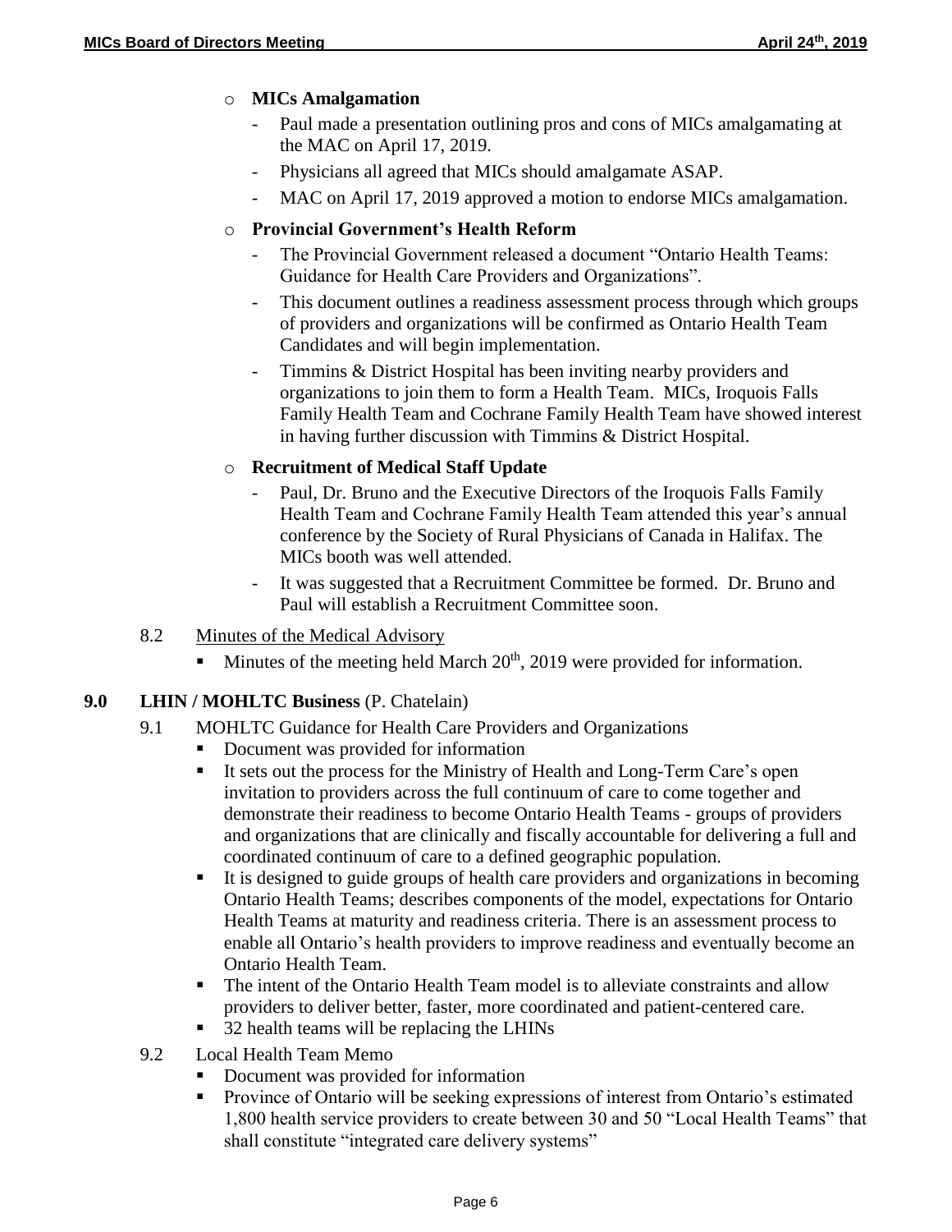- **MICs Amalgamation**
  - Paul made a presentation outlining pros and cons of MICs amalgamating at the MAC on April 17, 2019.
  - Physicians all agreed that MICs should amalgamate ASAP.
  - MAC on April 17, 2019 approved a motion to endorse MICs amalgamation.

- **Provincial Government's Health Reform**
  - The Provincial Government released a document "Ontario Health Teams: Guidance for Health Care Providers and Organizations".
  - This document outlines a readiness assessment process through which groups of providers and organizations will be confirmed as Ontario Health Team Candidates and will begin implementation.
  - Timmins & District Hospital has been inviting nearby providers and organizations to join them to form a Health Team. MICs, Iroquois Falls Family Health Team and Cochrane Family Health Team have showed interest in having further discussion with Timmins & District Hospital.

- **Recruitment of Medical Staff Update**
  - Paul, Dr. Bruno and the Executive Directors of the Iroquois Falls Family Health Team and Cochrane Family Health Team attended this year's annual conference by the Society of Rural Physicians of Canada in Halifax. The MICs booth was well attended.
  - It was suggested that a Recruitment Committee be formed. Dr. Bruno and Paul will establish a Recruitment Committee soon.

8.2 Minutes of the Medical Advisory

- Minutes of the meeting held March 20th, 2019 were provided for information.

## 9.0 LHIN / MOHLTC Business (P. Chatelain)

9.1 MOHLTC Guidance for Health Care Providers and Organizations

- Document was provided for information
- It sets out the process for the Ministry of Health and Long-Term Care's open invitation to providers across the full continuum of care to come together and demonstrate their readiness to become Ontario Health Teams - groups of providers and organizations that are clinically and fiscally accountable for delivering a full and coordinated continuum of care to a defined geographic population.
- It is designed to guide groups of health care providers and organizations in becoming Ontario Health Teams; describes components of the model, expectations for Ontario Health Teams at maturity and readiness criteria. There is an assessment process to enable all Ontario's health providers to improve readiness and eventually become an Ontario Health Team.
- The intent of the Ontario Health Team model is to alleviate constraints and allow providers to deliver better, faster, more coordinated and patient-centered care.
- 32 health teams will be replacing the LHINs

9.2 Local Health Team Memo

- Document was provided for information
- Province of Ontario will be seeking expressions of interest from Ontario's estimated 1,800 health service providers to create between 30 and 50 "Local Health Teams" that shall constitute "integrated care delivery systems"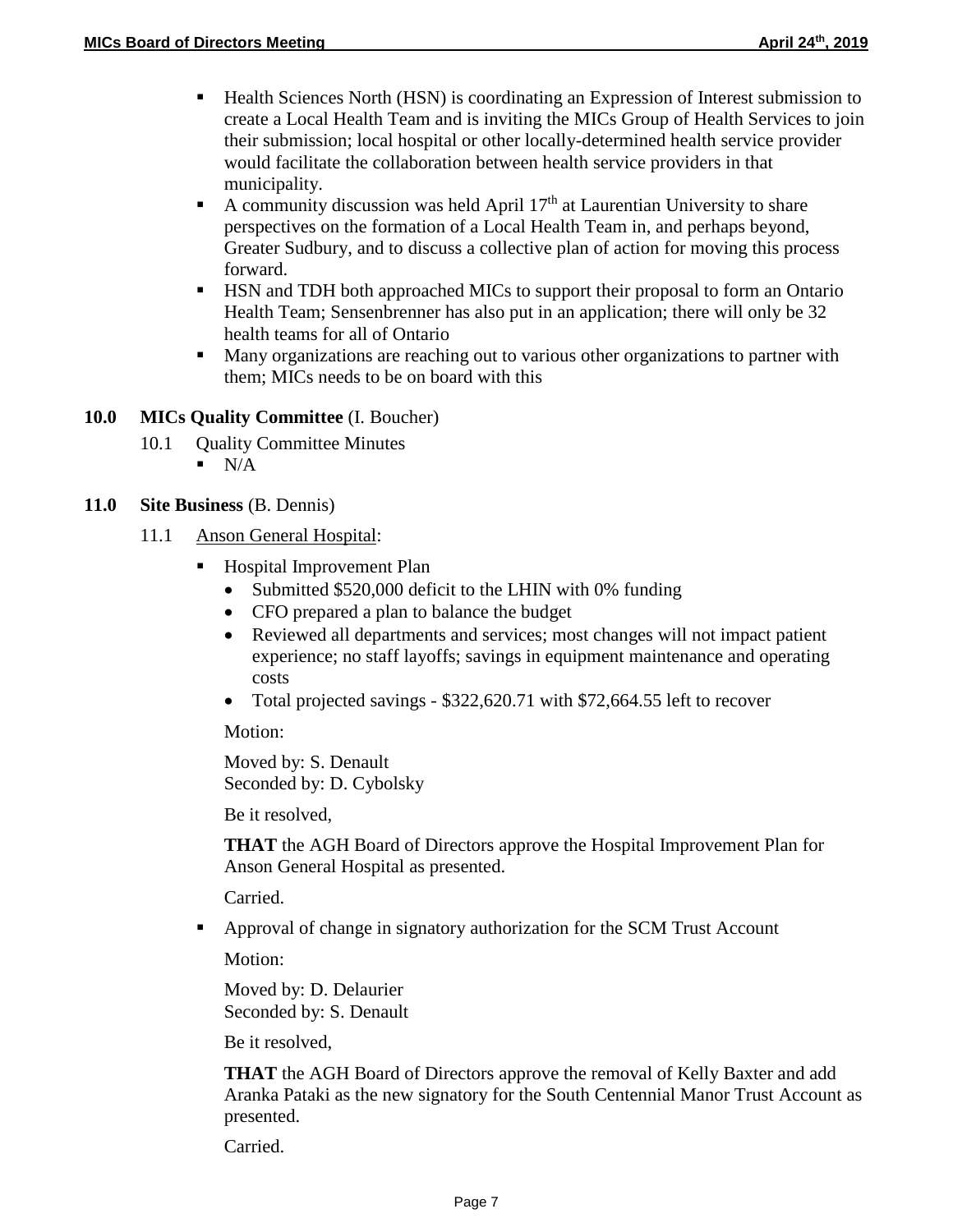- Health Sciences North (HSN) is coordinating an Expression of Interest submission to create a Local Health Team and is inviting the MICs Group of Health Services to join their submission; local hospital or other locally-determined health service provider would facilitate the collaboration between health service providers in that municipality.
- A community discussion was held April 17th at Laurentian University to share perspectives on the formation of a Local Health Team in, and perhaps beyond, Greater Sudbury, and to discuss a collective plan of action for moving this process forward.
- HSN and TDH both approached MICs to support their proposal to form an Ontario Health Team; Sensenbrenner has also put in an application; there will only be 32 health teams for all of Ontario
- Many organizations are reaching out to various other organizations to partner with them; MICs needs to be on board with this

## 10.0 MICs Quality Committee (I. Boucher)

10.1 Quality Committee Minutes

- N/A

## 11.0 Site Business (B. Dennis)

11.1 Anson General Hospital:

- Hospital Improvement Plan
  - Submitted $520,000 deficit to the LHIN with 0% funding
  - CFO prepared a plan to balance the budget
  - Reviewed all departments and services; most changes will not impact patient experience; no staff layoffs; savings in equipment maintenance and operating costs
  - Total projected savings - $322,620.71 with $72,664.55 left to recover

  Motion:

  Moved by: S. Denault
  Seconded by: D. Cybolsky

  Be it resolved,

  **THAT** the AGH Board of Directors approve the Hospital Improvement Plan for Anson General Hospital as presented.

  Carried.

- Approval of change in signatory authorization for the SCM Trust Account

  Motion:

  Moved by: D. Delaurier
  Seconded by: S. Denault

  Be it resolved,

  **THAT** the AGH Board of Directors approve the removal of Kelly Baxter and add Aranka Pataki as the new signatory for the South Centennial Manor Trust Account as presented.

  Carried.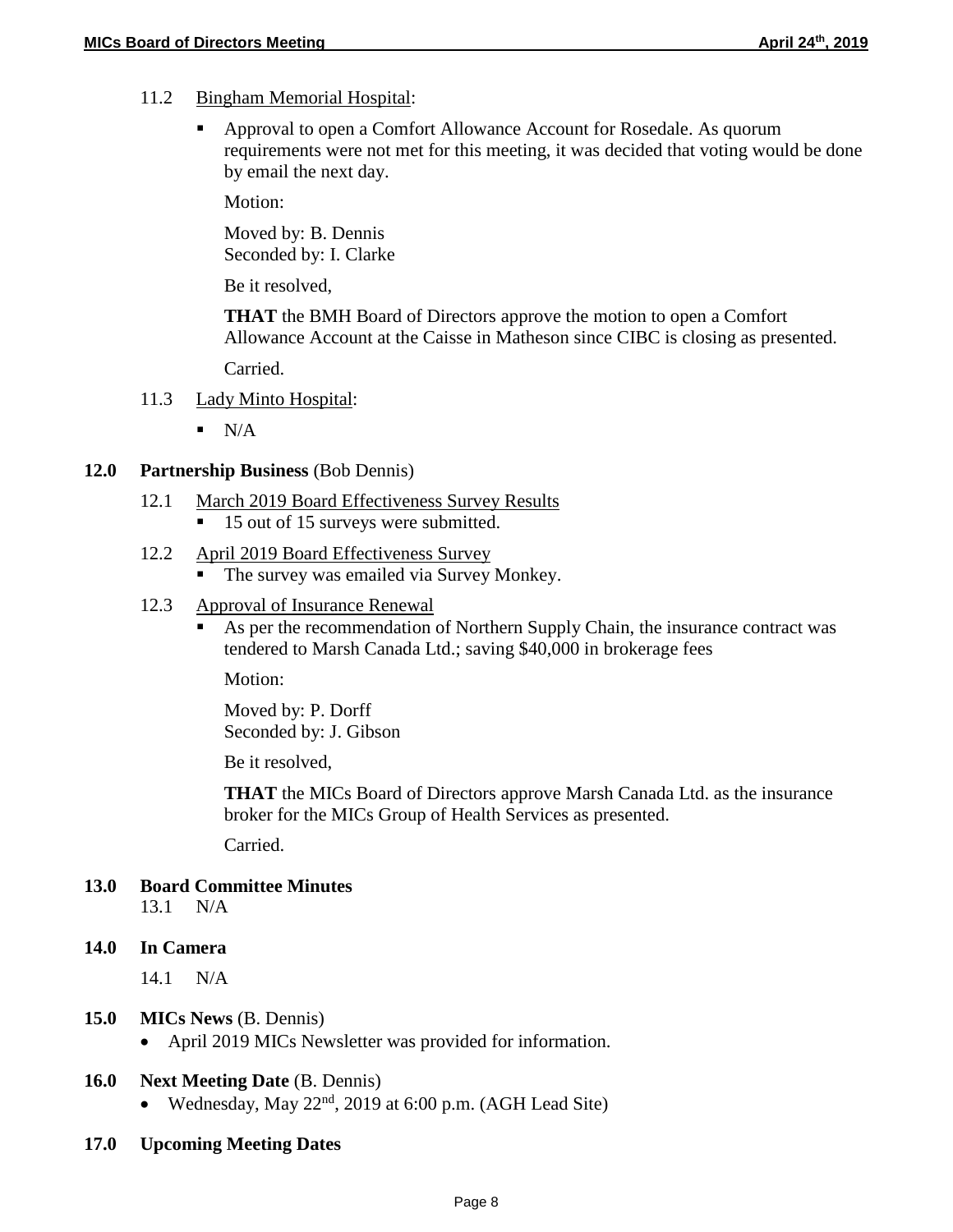11.2 Bingham Memorial Hospital:

- Approval to open a Comfort Allowance Account for Rosedale. As quorum requirements were not met for this meeting, it was decided that voting would be done by email the next day.

  Motion:

  Moved by: B. Dennis
  Seconded by: I. Clarke

  Be it resolved,

  **THAT** the BMH Board of Directors approve the motion to open a Comfort Allowance Account at the Caisse in Matheson since CIBC is closing as presented.

  Carried.

11.3 Lady Minto Hospital:

- N/A

## 12.0 Partnership Business (Bob Dennis)

12.1 March 2019 Board Effectiveness Survey Results

- 15 out of 15 surveys were submitted.

12.2 April 2019 Board Effectiveness Survey

- The survey was emailed via Survey Monkey.

12.3 Approval of Insurance Renewal

- As per the recommendation of Northern Supply Chain, the insurance contract was tendered to Marsh Canada Ltd.; saving $40,000 in brokerage fees

  Motion:

  Moved by: P. Dorff
  Seconded by: J. Gibson

  Be it resolved,

  **THAT** the MICs Board of Directors approve Marsh Canada Ltd. as the insurance broker for the MICs Group of Health Services as presented.

  Carried.

## 13.0 Board Committee Minutes

13.1 N/A

## 14.0 In Camera

14.1 N/A

## 15.0 MICs News (B. Dennis)

- April 2019 MICs Newsletter was provided for information.

## 16.0 Next Meeting Date (B. Dennis)

- Wednesday, May 22nd, 2019 at 6:00 p.m. (AGH Lead Site)

## 17.0 Upcoming Meeting Dates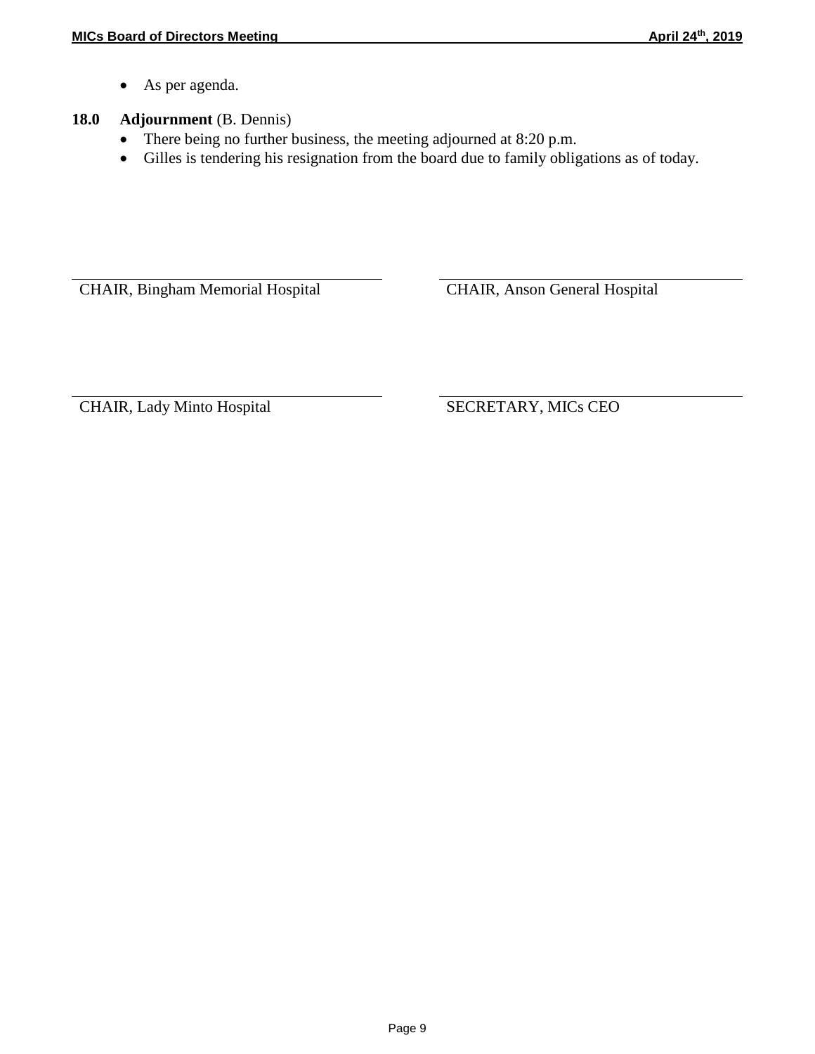- As per agenda.

**18.0 Adjournment** (B. Dennis)

- There being no further business, the meeting adjourned at 8:20 p.m.
- Gilles is tendering his resignation from the board due to family obligations as of today.

| | |
|---|---|
| CHAIR, Bingham Memorial Hospital | CHAIR, Anson General Hospital |
| CHAIR, Lady Minto Hospital | SECRETARY, MICs CEO |